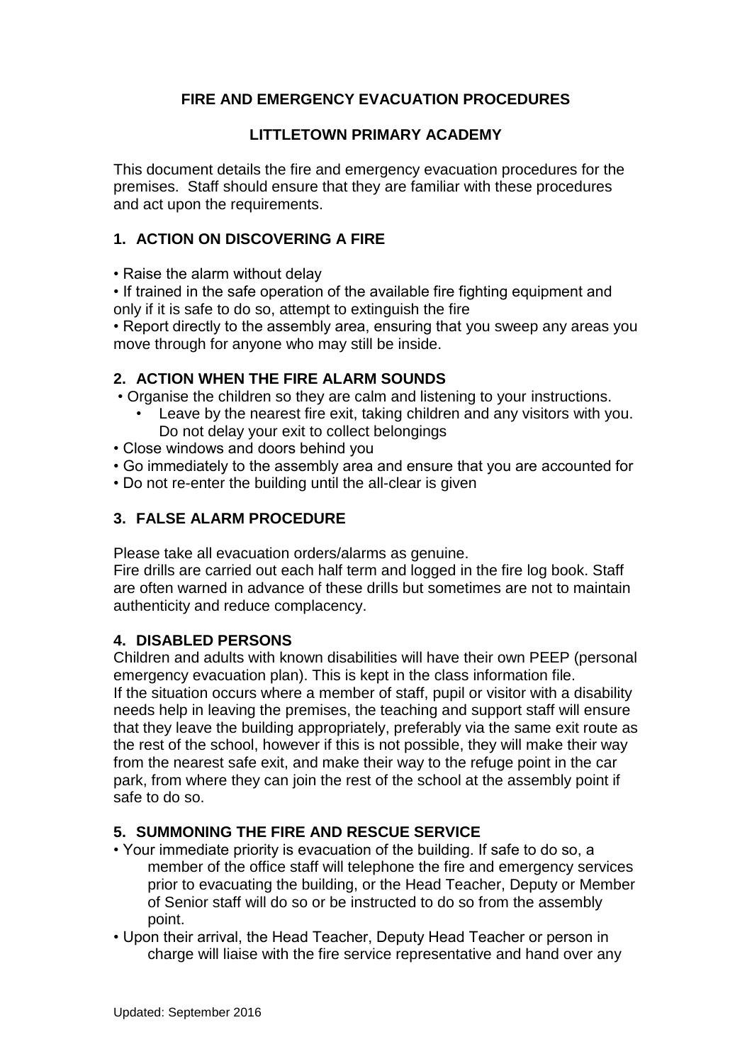# FIRE AND EMERGENCY EVACUATION PROCEDURES

## LITTLETOWN PRIMARY ACADEMY

This document details the fire and emergency evacuation procedures for the premises. Staff should ensure that they are familiar with these procedures and act upon the requirements.

### 1. ACTION ON DISCOVERING A FIRE

- Raise the alarm without delay
- If trained in the safe operation of the available fire fighting equipment and only if it is safe to do so, attempt to extinguish the fire
- Report directly to the assembly area, ensuring that you sweep any areas you move through for anyone who may still be inside.

### 2. ACTION WHEN THE FIRE ALARM SOUNDS

- Organise the children so they are calm and listening to your instructions.
- Leave by the nearest fire exit, taking children and any visitors with you. Do not delay your exit to collect belongings
- Close windows and doors behind you
- Go immediately to the assembly area and ensure that you are accounted for
- Do not re-enter the building until the all-clear is given

### 3. FALSE ALARM PROCEDURE

Please take all evacuation orders/alarms as genuine.
Fire drills are carried out each half term and logged in the fire log book. Staff are often warned in advance of these drills but sometimes are not to maintain authenticity and reduce complacency.

### 4. DISABLED PERSONS

Children and adults with known disabilities will have their own PEEP (personal emergency evacuation plan). This is kept in the class information file.
If the situation occurs where a member of staff, pupil or visitor with a disability needs help in leaving the premises, the teaching and support staff will ensure that they leave the building appropriately, preferably via the same exit route as the rest of the school, however if this is not possible, they will make their way from the nearest safe exit, and make their way to the refuge point in the car park, from where they can join the rest of the school at the assembly point if safe to do so.

### 5. SUMMONING THE FIRE AND RESCUE SERVICE

- Your immediate priority is evacuation of the building. If safe to do so, a member of the office staff will telephone the fire and emergency services prior to evacuating the building, or the Head Teacher, Deputy or Member of Senior staff will do so or be instructed to do so from the assembly point.
- Upon their arrival, the Head Teacher, Deputy Head Teacher or person in charge will liaise with the fire service representative and hand over any

Updated: September 2016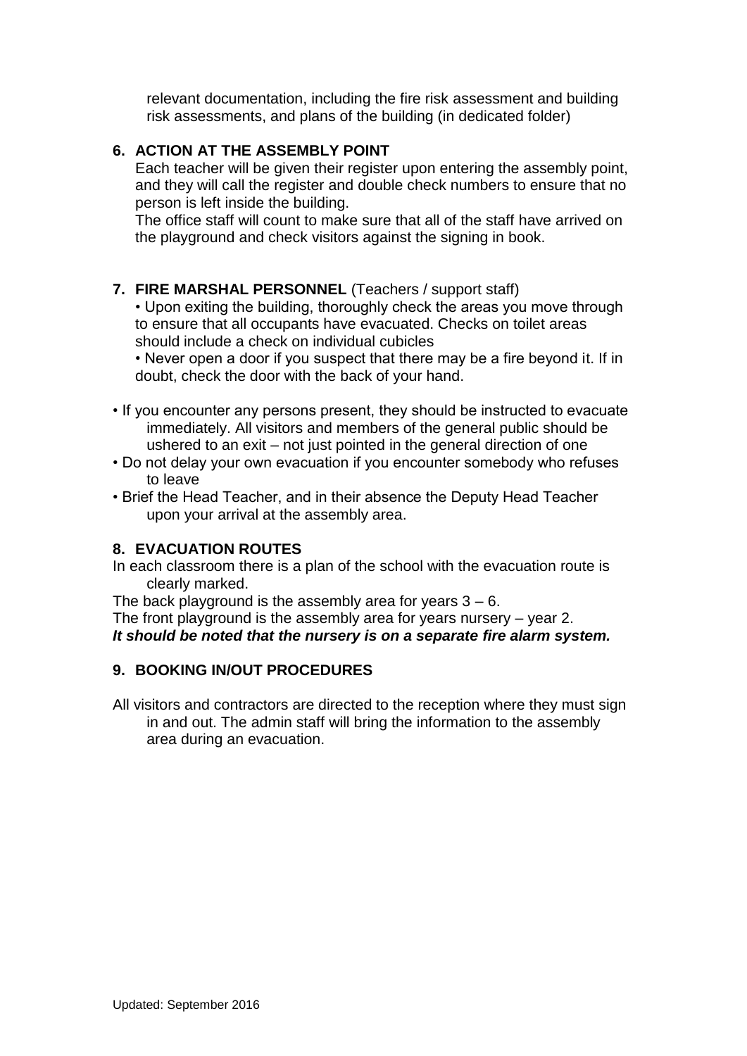relevant documentation, including the fire risk assessment and building risk assessments, and plans of the building (in dedicated folder)

## 6. ACTION AT THE ASSEMBLY POINT

Each teacher will be given their register upon entering the assembly point, and they will call the register and double check numbers to ensure that no person is left inside the building.

The office staff will count to make sure that all of the staff have arrived on the playground and check visitors against the signing in book.

## 7. FIRE MARSHAL PERSONNEL (Teachers / support staff)

- Upon exiting the building, thoroughly check the areas you move through to ensure that all occupants have evacuated. Checks on toilet areas should include a check on individual cubicles
- Never open a door if you suspect that there may be a fire beyond it. If in doubt, check the door with the back of your hand.

- If you encounter any persons present, they should be instructed to evacuate immediately. All visitors and members of the general public should be ushered to an exit – not just pointed in the general direction of one
- Do not delay your own evacuation if you encounter somebody who refuses to leave
- Brief the Head Teacher, and in their absence the Deputy Head Teacher upon your arrival at the assembly area.

## 8. EVACUATION ROUTES

In each classroom there is a plan of the school with the evacuation route is clearly marked.

The back playground is the assembly area for years 3 – 6.

The front playground is the assembly area for years nursery – year 2.

***It should be noted that the nursery is on a separate fire alarm system.***

## 9. BOOKING IN/OUT PROCEDURES

All visitors and contractors are directed to the reception where they must sign in and out. The admin staff will bring the information to the assembly area during an evacuation.

Updated: September 2016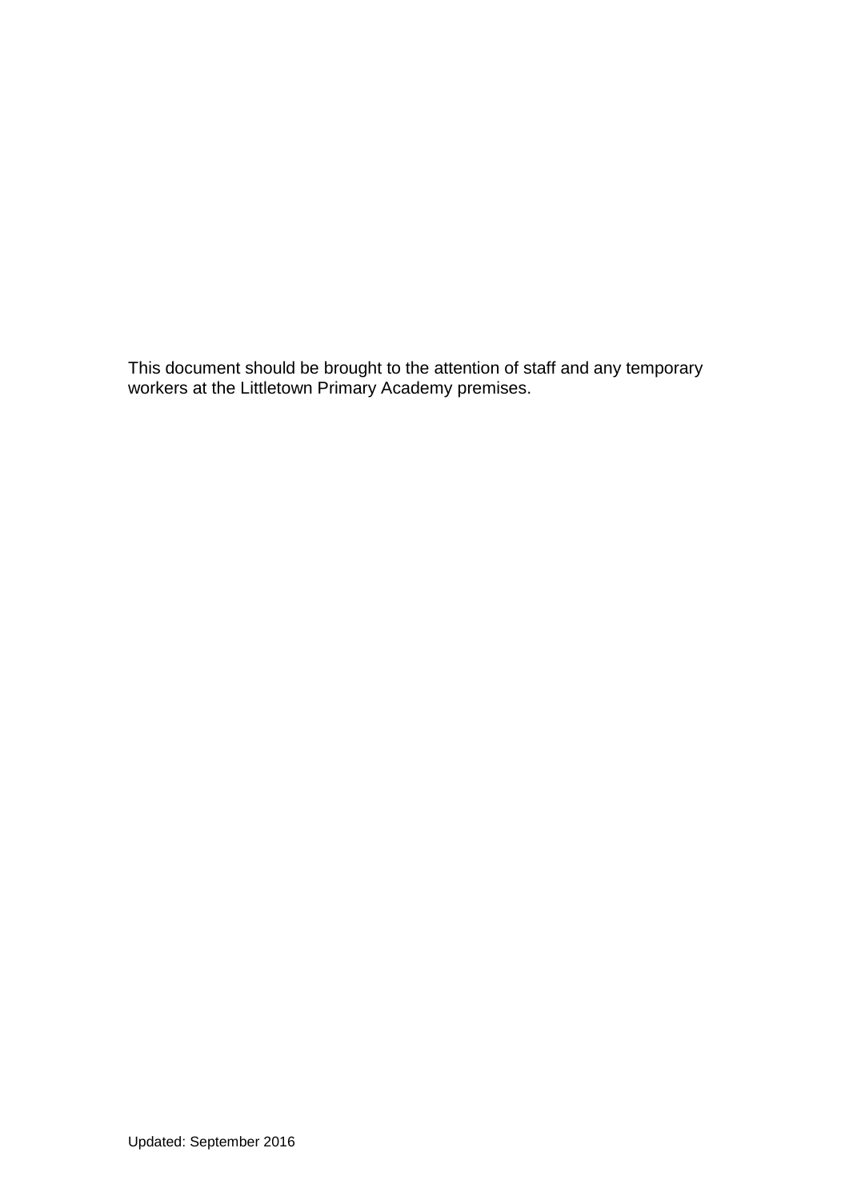This document should be brought to the attention of staff and any temporary workers at the Littletown Primary Academy premises.

Updated: September 2016